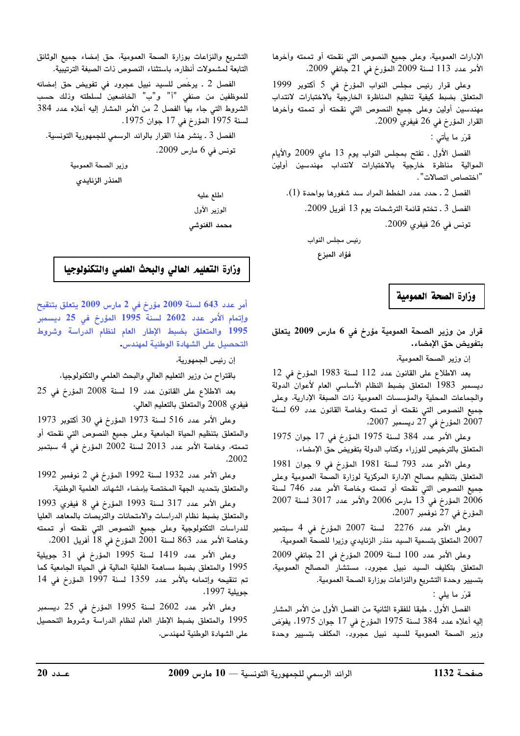الإدارات العمومية، وعلى جميع النصوص التي نقحته أو تممته وآخرها الأمر عدد 113 لسنة 2009 المؤرخ في 21 جانفي 2009،

وعلى قرار رئيس مجلس النواب المؤرخ في 5 أكتوبر 1999 المتعلق بضبط كيفية تنظيم المناظرة الخارجية بالاختبارات لانتداب مهندسين أولين وعلى جميع النصوص التي نقحته أو تممته وآخرها القرار المؤرخ في 26 فيفري 2009.

قرّر ما يأتي :

الفصل الأول ـ تفتح بمجلس النواب يوم 13 ماي 2009 والأيام الموالية مناظرة خارجية بالاختبارات لانتداب مهندسين أولين "اختصاص اتصالات".

الفصل 2 ـ حدد عدد الخطط المراد سد شغورها بواحدة (1).

الفصل 3 ـ تختم قائمة الترشحات يوم 13 أفريل 2009.

تونس في 26 فيفري 2009.

رئيس مجلس النواب

فؤاد المبزع

## وزارة الصحة العمومية

**قرار من وزير الصحة العمومية مؤرخ في 6 مارس 2009 يتعلق بتفويض حق الإمضاء.**

إن وزير الصحة العمومية،

بعد الاطلاع على القانون عدد 112 لسنة 1983 المؤرخ في 12 ديسمبر 1983 المتعلق بضبط النظام الأساسي العام لأعوان الدولة والجماعات المحلية والمؤسسات العمومية ذات الصبغة الإدارية، وعلى جميع النصوص التي نقحته أو تممته وخاصة القانون عدد 69 لسنة 2007 المؤرخ في 27 ديسمبر 2007،

وعلى الأمر عدد 384 لسنة 1975 المؤرخ في 17 جوان 1975 المتعلق بالترخيص للوزراء وكتاب الدولة بتفويض حق الإمضاء،

وعلى الأمر عدد 793 لسنة 1981 المؤرخ في 9 جوان 1981 المتعلق بتنظيم مصالح الإدارة المركزية لوزارة الصحة العمومية وعلى جميع النصوص التي نقحته أو تممته وخاصة الأمر عدد 746 لسنة 2006 المؤرخ في 13 مارس 2006 والأمر عدد 3017 لسنة 2007 المؤرخ في 27 نوفمبر 2007،

وعلى الأمر عدد 2276 لسنة 2007 المؤرخ في 4 سبتمبر 2007 المتعلق بتسمية السيد منذر الزنايدي وزيرا للصحة العمومية،

وعلى الأمر عدد 100 لسنة 2009 المؤرخ في 21 جانفي 2009 المتعلق بتكليف السيد نبيل عجرود، مستشار المصالح العمومية، بتسيير وحدة التشريع والنزاعات بوزارة الصحة العمومية.

قرّر ما يلي :

الفصل الأول ـ طبقا للفقرة الثانية من الفصل الأول من الأمر المشار إليه أعلاه عدد 384 لسنة 1975 المؤرخ في 17 جوان 1975، يفوّض وزير الصحة العمومية للسيد نبيل عجرود، المكلف بتسيير وحدة التشريع والنزاعات بوزارة الصحة العمومية، حق إمضاء جميع الوثائق التابعة لمشمولات أنظاره، باستثناء النصوص ذات الصبغة الترتيبية.

الفصل 2 ـ يرخّص للسيد نبيل عجرود في تفويض حق إمضائه للموظفين من صنفي "أ" و"ب" الخاضعين لسلطته وذلك حسب الشروط التي جاء بها الفصل 2 من الأمر المشار إليه أعلاه عدد 384 لسنة 1975 المؤرخ في 17 جوان 1975.

الفصل 3 ـ ينشر هذا القرار بالرائد الرسمي للجمهورية التونسية.

تونس في 6 مارس 2009.

وزير الصحة العمومية

المنذر الزنايدي

اطلع عليه

الوزير الأول

محمد الغنوشي

## وزارة التعليم العالي والبحث العلمي والتكنولوجيا

**أمر عدد 643 لسنة 2009 مؤرخ في 2 مارس 2009 يتعلق بتنقيح وإتمام الأمر عدد 2602 لسنة 1995 المؤرخ في 25 ديسمبر 1995 والمتعلق بضبط الإطار العام لنظام الدراسة وشروط التحصيل على الشهادة الوطنية لمهندس.**

إن رئيس الجمهورية،

باقتراح من وزير التعليم العالي والبحث العلمي والتكنولوجيا،

بعد الاطلاع على القانون عدد 19 لسنة 2008 المؤرخ في 25 فيفري 2008 والمتعلق بالتعليم العالي،

وعلى الأمر عدد 516 لسنة 1973 المؤرخ في 30 أكتوبر 1973 والمتعلق بتنظيم الحياة الجامعية وعلى جميع النصوص التي نقحته أو تممته، وخاصة الأمر عدد 2013 لسنة 2002 المؤرخ في 4 سبتمبر 2002،

وعلى الأمر عدد 1932 لسنة 1992 المؤرخ في 2 نوفمبر 1992 والمتعلق بتحديد الجهة المختصة بإمضاء الشهائد العلمية الوطنية،

وعلى الأمر عدد 317 لسنة 1993 المؤرخ في 8 فيفري 1993 والمتعلق بضبط نظام الدراسات والامتحانات والتربصات بالمعاهد العليا للدراسات التكنولوجية وعلى جميع النصوص التي نقحته أو تممته وخاصة الأمر عدد 863 لسنة 2001 المؤرخ في 18 أفريل 2001،

وعلى الأمر عدد 1419 لسنة 1995 المؤرخ في 31 جويلية 1995 والمتعلق بضبط مساهمة الطلبة المالية في الحياة الجامعية كما تم تنقيحه وإتمامه بالأمر عدد 1359 لسنة 1997 المؤرخ في 14 جويلية 1997،

وعلى الأمر عدد 2602 لسنة 1995 المؤرخ في 25 ديسمبر 1995 والمتعلق بضبط الإطار العام لنظام الدراسة وشروط التحصيل على الشهادة الوطنية لمهندس،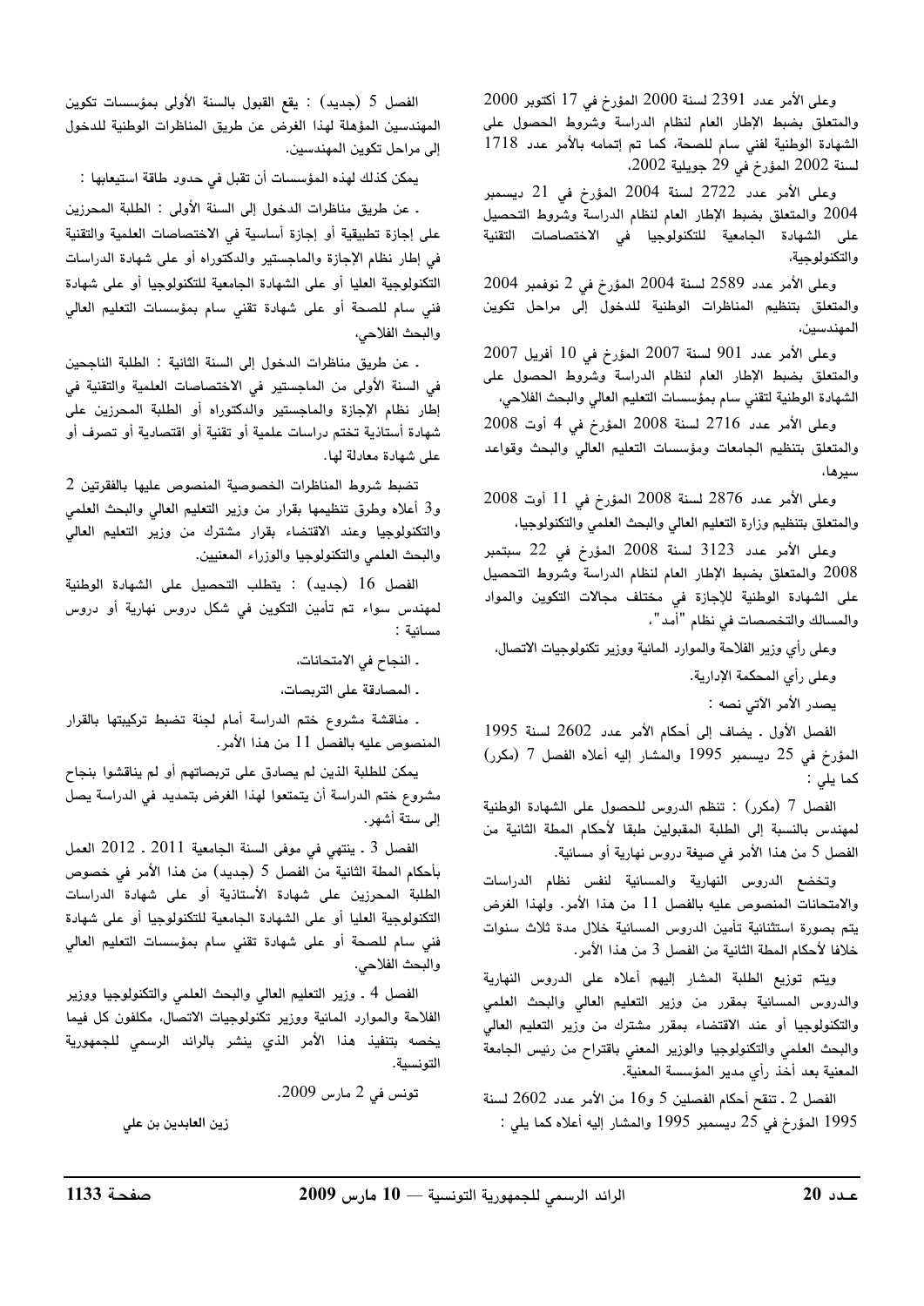وعلى الأمر عدد 2391 لسنة 2000 المؤرخ في 17 أكتوبر 2000 والمتعلق بضبط الإطار العام لنظام الدراسة وشروط الحصول على الشهادة الوطنية لفني سام للصحة، كما تم إتمامه بالأمر عدد 1718 لسنة 2002 المؤرخ في 29 جويلية 2002،

وعلى الأمر عدد 2722 لسنة 2004 المؤرخ في 21 ديسمبر 2004 والمتعلق بضبط الإطار العام لنظام الدراسة وشروط التحصيل على الشهادة الجامعية للتكنولوجيا في الاختصاصات التقنية والتكنولوجية،

وعلى الأمر عدد 2589 لسنة 2004 المؤرخ في 2 نوفمبر 2004 والمتعلق بتنظيم المناظرات الوطنية للدخول إلى مراحل تكوين المهندسين،

وعلى الأمر عدد 901 لسنة 2007 المؤرخ في 10 أفريل 2007 والمتعلق بضبط الإطار العام لنظام الدراسة وشروط الحصول على الشهادة الوطنية لتقني سام بمؤسسات التعليم العالي والبحث الفلاحي،

وعلى الأمر عدد 2716 لسنة 2008 المؤرخ في 4 أوت 2008 والمتعلق بتنظيم الجامعات ومؤسسات التعليم العالي والبحث وقواعد سيرها،

وعلى الأمر عدد 2876 لسنة 2008 المؤرخ في 11 أوت 2008 والمتعلق بتنظيم وزارة التعليم العالي والبحث العلمي والتكنولوجيا،

وعلى الأمر عدد 3123 لسنة 2008 المؤرخ في 22 سبتمبر 2008 والمتعلق بضبط الإطار العام لنظام الدراسة وشروط التحصيل على الشهادة الوطنية للإجازة في مختلف مجالات التكوين والمواد والمسالك والتخصصات في نظام "أمد"،

وعلى رأي وزير الفلاحة والموارد المائية ووزير تكنولوجيات الاتصال،

وعلى رأي المحكمة الإدارية.

يصدر الأمر الآتي نصه :

الفصل الأول ـ يضاف إلى أحكام الأمر عدد 2602 لسنة 1995 المؤرخ في 25 ديسمبر 1995 والمشار إليه أعلاه الفصل 7 (مكرر) كما يلي :

الفصل 7 (مكرر) : تنظم الدروس للحصول على الشهادة الوطنية لمهندس بالنسبة إلى الطلبة المقبولين طبقا لأحكام المطة الثانية من الفصل 5 من هذا الأمر في صيغة دروس نهارية أو مسائية.

وتخضع الدروس النهارية والمسائية لنفس نظام الدراسات والامتحانات المنصوص عليه بالفصل 11 من هذا الأمر. ولهذا الغرض يتم بصورة استثنائية تأمين الدروس المسائية خلال مدة ثلاث سنوات خلافا لأحكام المطة الثانية من الفصل 3 من هذا الأمر.

ويتم توزيع الطلبة المشار إليهم أعلاه على الدروس النهارية والدروس المسائية بمقرر من وزير التعليم العالي والبحث العلمي والتكنولوجيا أو عند الاقتضاء بمقرر مشترك من وزير التعليم العالي والبحث العلمي والتكنولوجيا والوزير المعني باقتراح من رئيس الجامعة المعنية بعد أخذ رأي مدير المؤسسة المعنية.

الفصل 2 ـ تنقح أحكام الفصلين 5 و16 من الأمر عدد 2602 لسنة 1995 المؤرخ في 25 ديسمبر 1995 والمشار إليه أعلاه كما يلي :

الفصل 5 (جديد) : يقع القبول بالسنة الأولى بمؤسسات تكوين المهندسين المؤهلة لهذا الغرض عن طريق المناظرات الوطنية للدخول إلى مراحل تكوين المهندسين.

يمكن كذلك لهذه المؤسسات أن تقبل في حدود طاقة استيعابها :

ـ عن طريق مناظرات الدخول إلى السنة الأولى : الطلبة المحرزين على إجازة تطبيقية أو إجازة أساسية في الاختصاصات العلمية والتقنية في إطار نظام الإجازة والماجستير والدكتوراه أو على شهادة الدراسات التكنولوجية العليا أو على الشهادة الجامعية للتكنولوجيا أو على شهادة فني سام للصحة أو على شهادة تقني سام بمؤسسات التعليم العالي والبحث الفلاحي،

ـ عن طريق مناظرات الدخول إلى السنة الثانية : الطلبة الناجحين في السنة الأولى من الماجستير في الاختصاصات العلمية والتقنية في إطار نظام الإجازة والماجستير والدكتوراه أو الطلبة المحرزين على شهادة أستاذية تختم دراسات علمية أو تقنية أو اقتصادية أو تصرف أو على شهادة معادلة لها.

تضبط شروط المناظرات الخصوصية المنصوص عليها بالفقرتين 2 و3 أعلاه وطرق تنظيمها بقرار من وزير التعليم العالي والبحث العلمي والتكنولوجيا وعند الاقتضاء بقرار مشترك من وزير التعليم العالي والبحث العلمي والتكنولوجيا والوزراء المعنيين.

الفصل 16 (جديد) : يتطلب التحصيل على الشهادة الوطنية لمهندس سواء تم تأمين التكوين في شكل دروس نهارية أو دروس مسائية :

ـ النجاح في الامتحانات،

ـ المصادقة على التربصات،

ـ مناقشة مشروع ختم الدراسة أمام لجنة تضبط تركيبتها بالقرار المنصوص عليه بالفصل 11 من هذا الأمر.

يمكن للطلبة الذين لم يصادق على تربصاتهم أو لم يناقشوا بنجاح مشروع ختم الدراسة أن يتمتعوا لهذا الغرض بتمديد في الدراسة يصل إلى ستة أشهر.

الفصل 3 ـ ينتهي في موفى السنة الجامعية 2011 ـ 2012 العمل بأحكام المطة الثانية من الفصل 5 (جديد) من هذا الأمر في خصوص الطلبة المحرزين على شهادة الأستاذية أو على شهادة الدراسات التكنولوجية العليا أو على الشهادة الجامعية للتكنولوجيا أو على شهادة فني سام للصحة أو على شهادة تقني سام بمؤسسات التعليم العالي والبحث الفلاحي.

الفصل 4 ـ وزير التعليم العالي والبحث العلمي والتكنولوجيا ووزير الفلاحة والموارد المائية ووزير تكنولوجيات الاتصال، مكلفون كل فيما يخصه بتنفيذ هذا الأمر الذي ينشر بالرائد الرسمي للجمهورية التونسية.

تونس في 2 مارس 2009.

**زين العابدين بن علي**